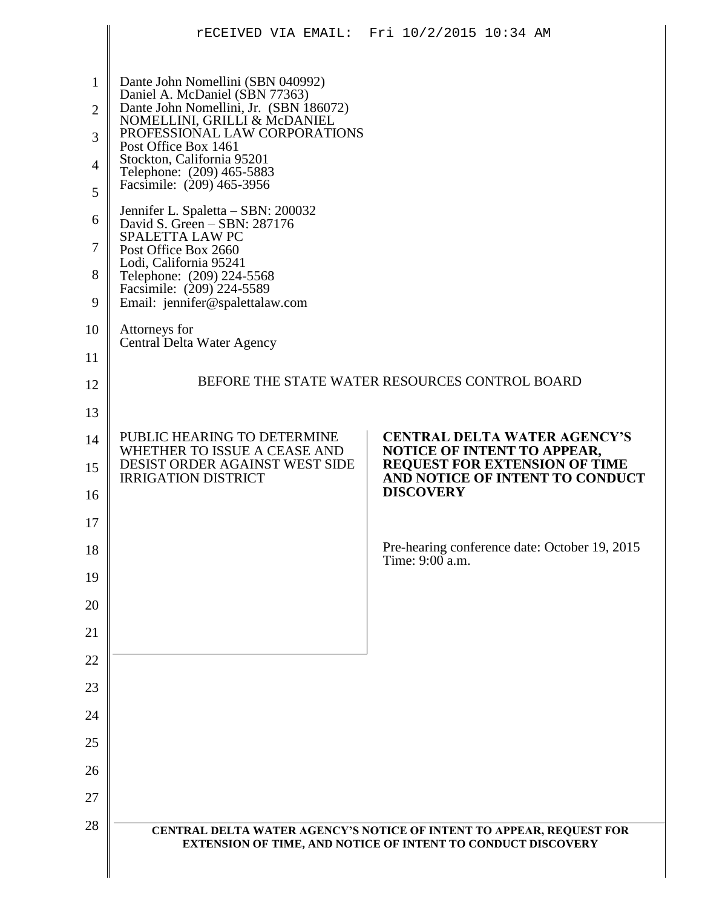rECEIVED VIA EMAIL: Fri 10/2/2015 10:34 AM

Dante John Nomellini (SBN 040992)
Daniel A. McDaniel (SBN 77363)
Dante John Nomellini, Jr. (SBN 186072)
NOMELLINI, GRILLI & McDANIEL
PROFESSIONAL LAW CORPORATIONS
Post Office Box 1461
Stockton, California 95201
Telephone: (209) 465-5883
Facsimile: (209) 465-3956

Jennifer L. Spaletta – SBN: 200032
David S. Green – SBN: 287176
SPALETTA LAW PC
Post Office Box 2660
Lodi, California 95241
Telephone: (209) 224-5568
Facsimile: (209) 224-5589
Email: jennifer@spalettalaw.com

Attorneys for
Central Delta Water Agency

BEFORE THE STATE WATER RESOURCES CONTROL BOARD

| PUBLIC HEARING TO DETERMINE WHETHER TO ISSUE A CEASE AND DESIST ORDER AGAINST WEST SIDE IRRIGATION DISTRICT | **CENTRAL DELTA WATER AGENCY'S NOTICE OF INTENT TO APPEAR, REQUEST FOR EXTENSION OF TIME AND NOTICE OF INTENT TO CONDUCT DISCOVERY**<br><br>Pre-hearing conference date: October 19, 2015<br>Time: 9:00 a.m. |
|---|---|

**CENTRAL DELTA WATER AGENCY'S NOTICE OF INTENT TO APPEAR, REQUEST FOR EXTENSION OF TIME, AND NOTICE OF INTENT TO CONDUCT DISCOVERY**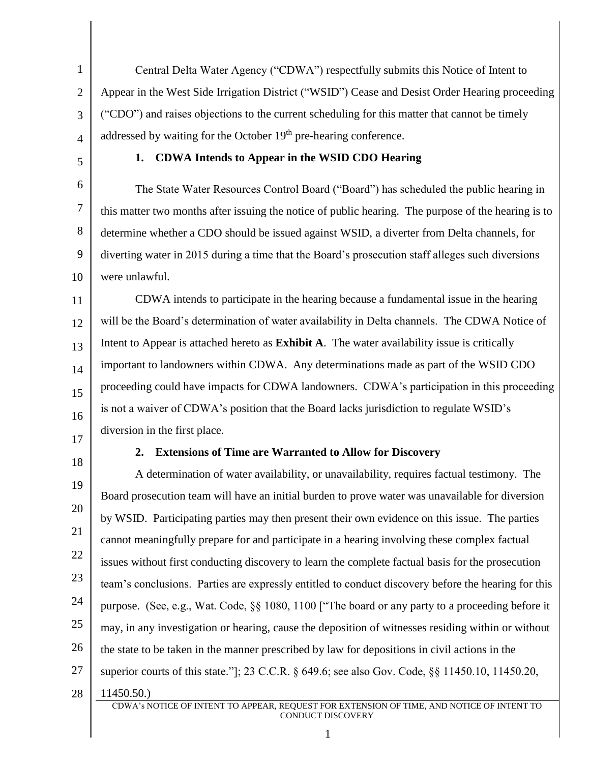Central Delta Water Agency ("CDWA") respectfully submits this Notice of Intent to Appear in the West Side Irrigation District ("WSID") Cease and Desist Order Hearing proceeding ("CDO") and raises objections to the current scheduling for this matter that cannot be timely addressed by waiting for the October 19th pre-hearing conference.

## 1. CDWA Intends to Appear in the WSID CDO Hearing

The State Water Resources Control Board ("Board") has scheduled the public hearing in this matter two months after issuing the notice of public hearing. The purpose of the hearing is to determine whether a CDO should be issued against WSID, a diverter from Delta channels, for diverting water in 2015 during a time that the Board's prosecution staff alleges such diversions were unlawful.

CDWA intends to participate in the hearing because a fundamental issue in the hearing will be the Board's determination of water availability in Delta channels. The CDWA Notice of Intent to Appear is attached hereto as **Exhibit A**. The water availability issue is critically important to landowners within CDWA. Any determinations made as part of the WSID CDO proceeding could have impacts for CDWA landowners. CDWA's participation in this proceeding is not a waiver of CDWA's position that the Board lacks jurisdiction to regulate WSID's diversion in the first place.

## 2. Extensions of Time are Warranted to Allow for Discovery

A determination of water availability, or unavailability, requires factual testimony. The Board prosecution team will have an initial burden to prove water was unavailable for diversion by WSID. Participating parties may then present their own evidence on this issue. The parties cannot meaningfully prepare for and participate in a hearing involving these complex factual issues without first conducting discovery to learn the complete factual basis for the prosecution team's conclusions. Parties are expressly entitled to conduct discovery before the hearing for this purpose. (See, e.g., Wat. Code, §§ 1080, 1100 ["The board or any party to a proceeding before it may, in any investigation or hearing, cause the deposition of witnesses residing within or without the state to be taken in the manner prescribed by law for depositions in civil actions in the superior courts of this state."]; 23 C.C.R. § 649.6; see also Gov. Code, §§ 11450.10, 11450.20, 11450.50.)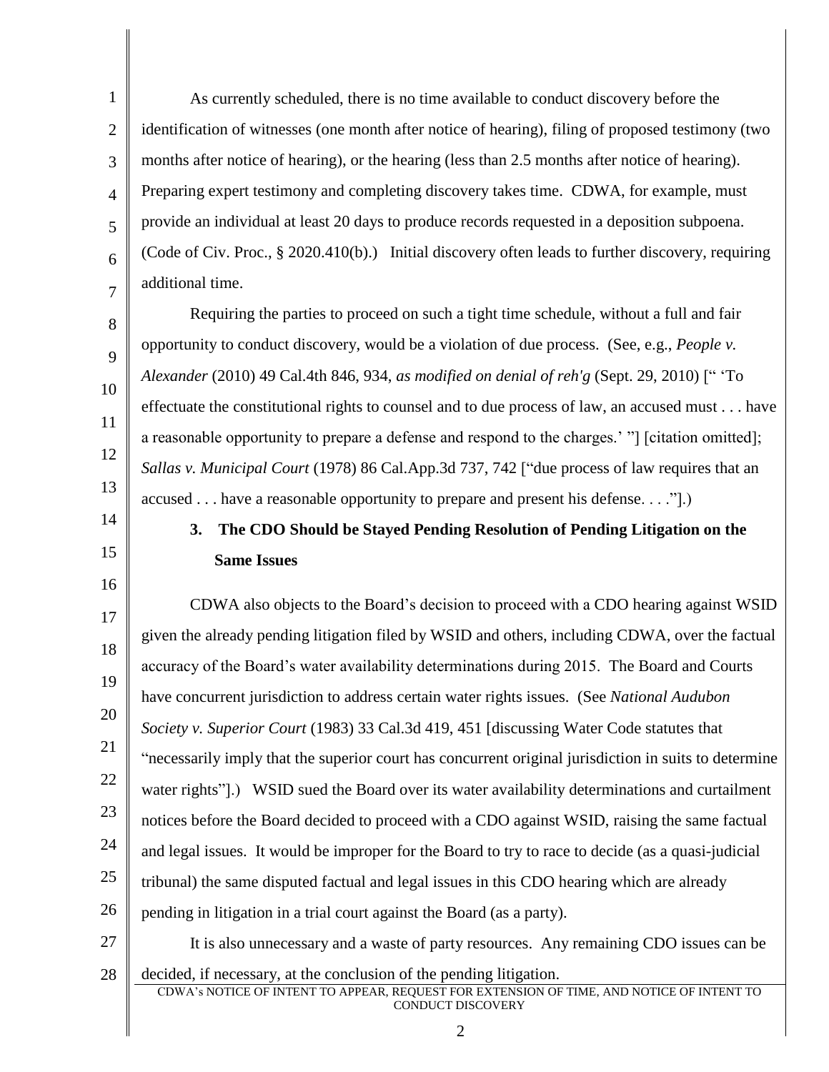As currently scheduled, there is no time available to conduct discovery before the identification of witnesses (one month after notice of hearing), filing of proposed testimony (two months after notice of hearing), or the hearing (less than 2.5 months after notice of hearing). Preparing expert testimony and completing discovery takes time. CDWA, for example, must provide an individual at least 20 days to produce records requested in a deposition subpoena. (Code of Civ. Proc., § 2020.410(b).) Initial discovery often leads to further discovery, requiring additional time.

Requiring the parties to proceed on such a tight time schedule, without a full and fair opportunity to conduct discovery, would be a violation of due process. (See, e.g., *People v. Alexander* (2010) 49 Cal.4th 846, 934, *as modified on denial of reh'g* (Sept. 29, 2010) [" 'To effectuate the constitutional rights to counsel and to due process of law, an accused must . . . have a reasonable opportunity to prepare a defense and respond to the charges.' "] [citation omitted]; *Sallas v. Municipal Court* (1978) 86 Cal.App.3d 737, 742 ["due process of law requires that an accused . . . have a reasonable opportunity to prepare and present his defense. . . ."].)

### 3. The CDO Should be Stayed Pending Resolution of Pending Litigation on the Same Issues

CDWA also objects to the Board's decision to proceed with a CDO hearing against WSID given the already pending litigation filed by WSID and others, including CDWA, over the factual accuracy of the Board's water availability determinations during 2015. The Board and Courts have concurrent jurisdiction to address certain water rights issues. (See *National Audubon Society v. Superior Court* (1983) 33 Cal.3d 419, 451 [discussing Water Code statutes that "necessarily imply that the superior court has concurrent original jurisdiction in suits to determine water rights"].) WSID sued the Board over its water availability determinations and curtailment notices before the Board decided to proceed with a CDO against WSID, raising the same factual and legal issues. It would be improper for the Board to try to race to decide (as a quasi-judicial tribunal) the same disputed factual and legal issues in this CDO hearing which are already pending in litigation in a trial court against the Board (as a party).

It is also unnecessary and a waste of party resources. Any remaining CDO issues can be decided, if necessary, at the conclusion of the pending litigation.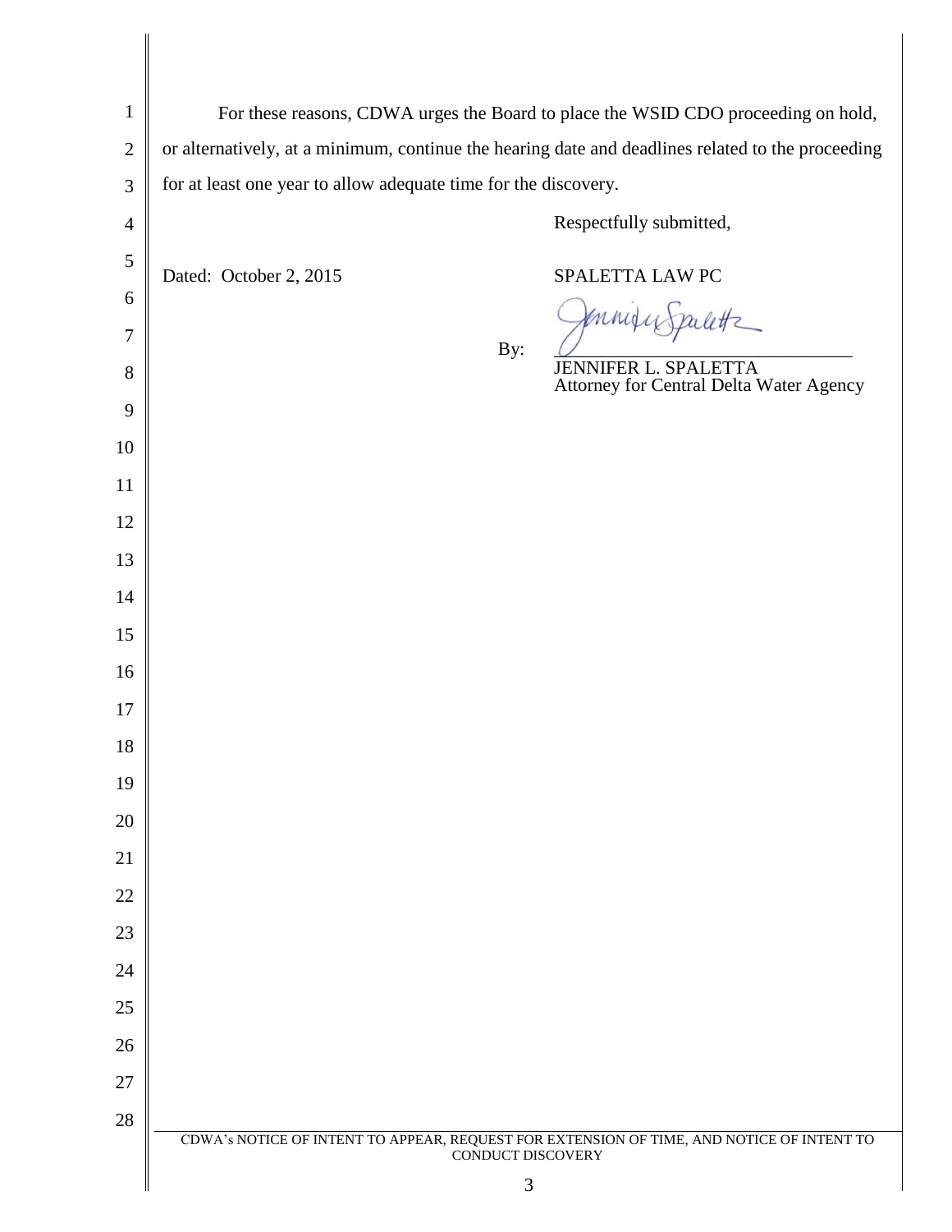For these reasons, CDWA urges the Board to place the WSID CDO proceeding on hold, or alternatively, at a minimum, continue the hearing date and deadlines related to the proceeding for at least one year to allow adequate time for the discovery.

Respectfully submitted,

Dated: October 2, 2015

SPALETTA LAW PC

By: ______________________________

JENNIFER L. SPALETTA
Attorney for Central Delta Water Agency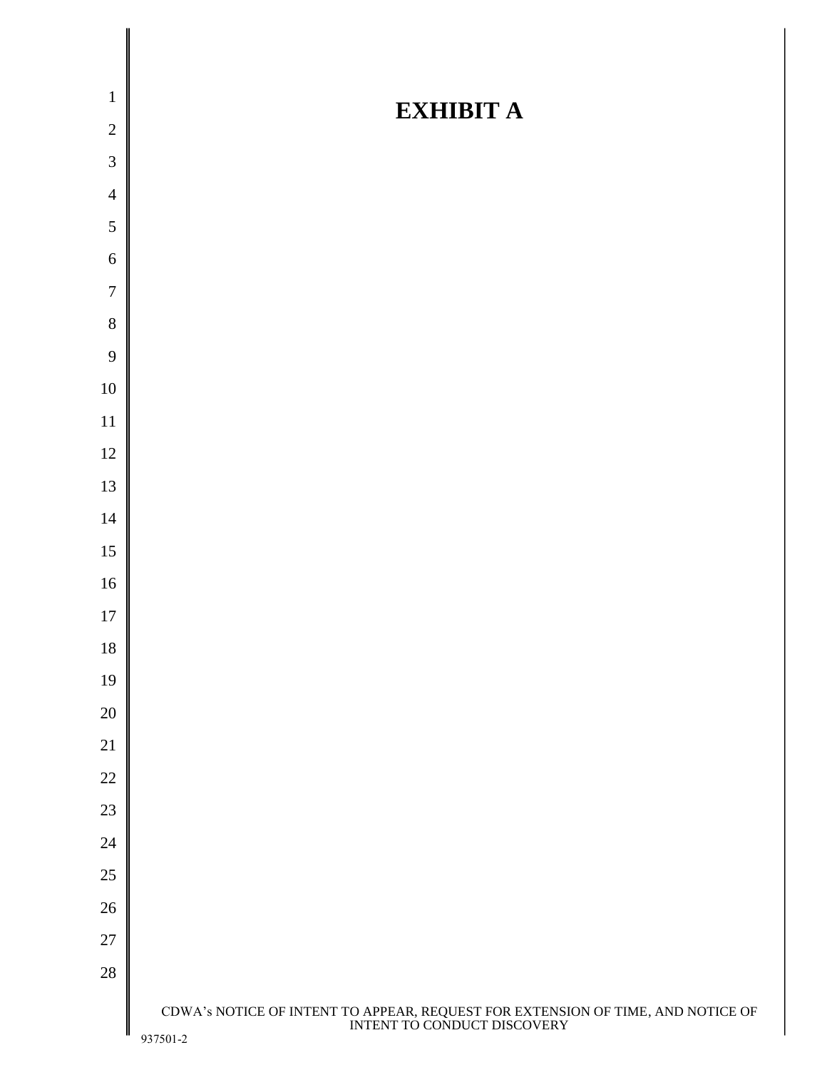# EXHIBIT A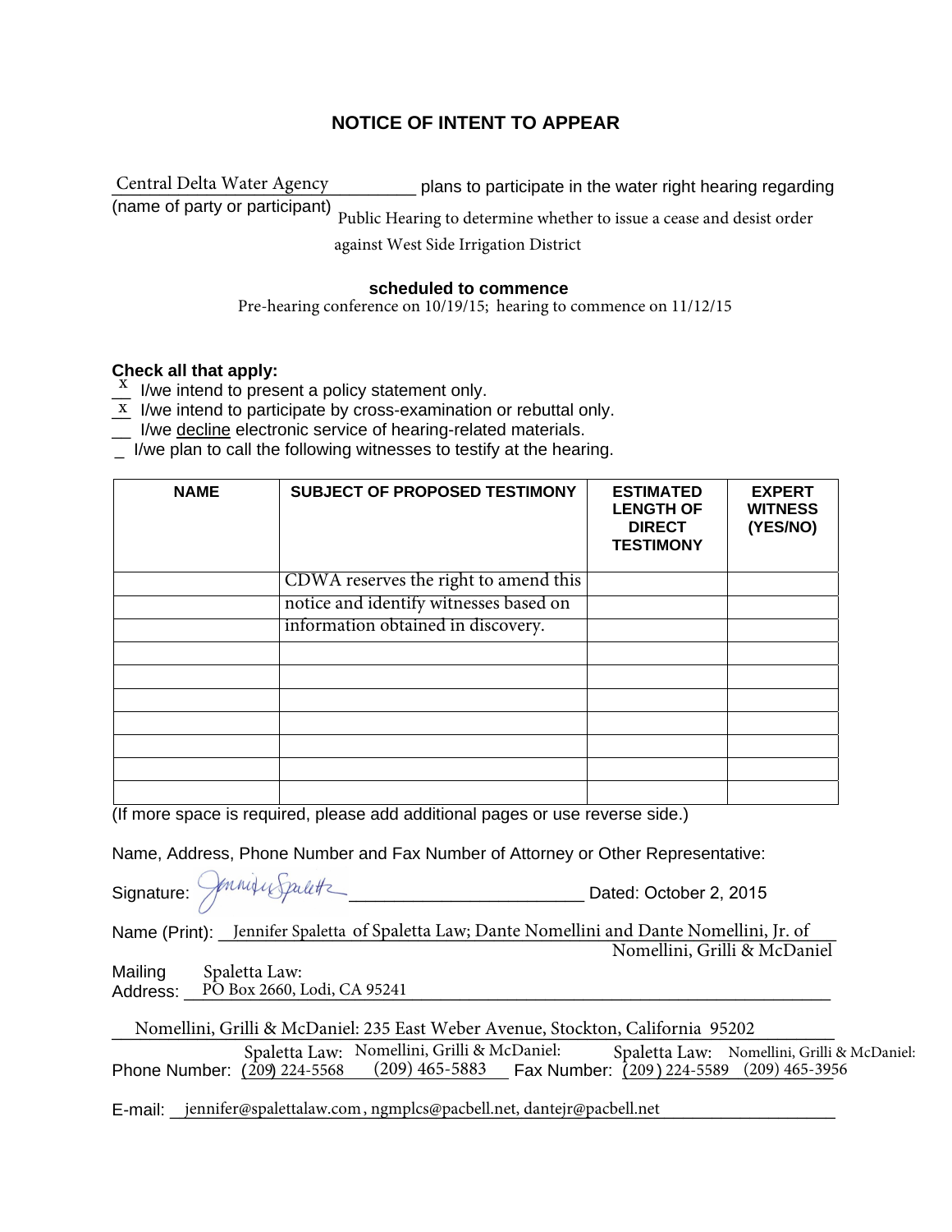## NOTICE OF INTENT TO APPEAR

Central Delta Water Agency plans to participate in the water right hearing regarding
(name of party or participant) Public Hearing to determine whether to issue a cease and desist order against West Side Irrigation District

**scheduled to commence**
Pre-hearing conference on 10/19/15; hearing to commence on 11/12/15

**Check all that apply:**

- x I/we intend to present a policy statement only.
- x I/we intend to participate by cross-examination or rebuttal only.
- __ I/we decline electronic service of hearing-related materials.
- _ I/we plan to call the following witnesses to testify at the hearing.

| NAME | SUBJECT OF PROPOSED TESTIMONY | ESTIMATED LENGTH OF DIRECT TESTIMONY | EXPERT WITNESS (YES/NO) |
|---|---|---|---|
| | CDWA reserves the right to amend this | | |
| | notice and identify witnesses based on | | |
| | information obtained in discovery. | | |
| | | | |
| | | | |
| | | | |
| | | | |
| | | | |
| | | | |
| | | | |

(If more space is required, please add additional pages or use reverse side.)

Name, Address, Phone Number and Fax Number of Attorney or Other Representative:

Signature: [signature] Dated: October 2, 2015

Name (Print): Jennifer Spaletta of Spaletta Law; Dante Nomellini and Dante Nomellini, Jr. of Nomellini, Grilli & McDaniel

Mailing Address: Spaletta Law: PO Box 2660, Lodi, CA 95241

Nomellini, Grilli & McDaniel: 235 East Weber Avenue, Stockton, California 95202

Phone Number: Spaletta Law: (209) 224-5568 Nomellini, Grilli & McDaniel: (209) 465-5883 Fax Number: Spaletta Law: (209) 224-5589 Nomellini, Grilli & McDaniel: (209) 465-3956

E-mail: jennifer@spalettalaw.com , ngmplcs@pacbell.net, dantejr@pacbell.net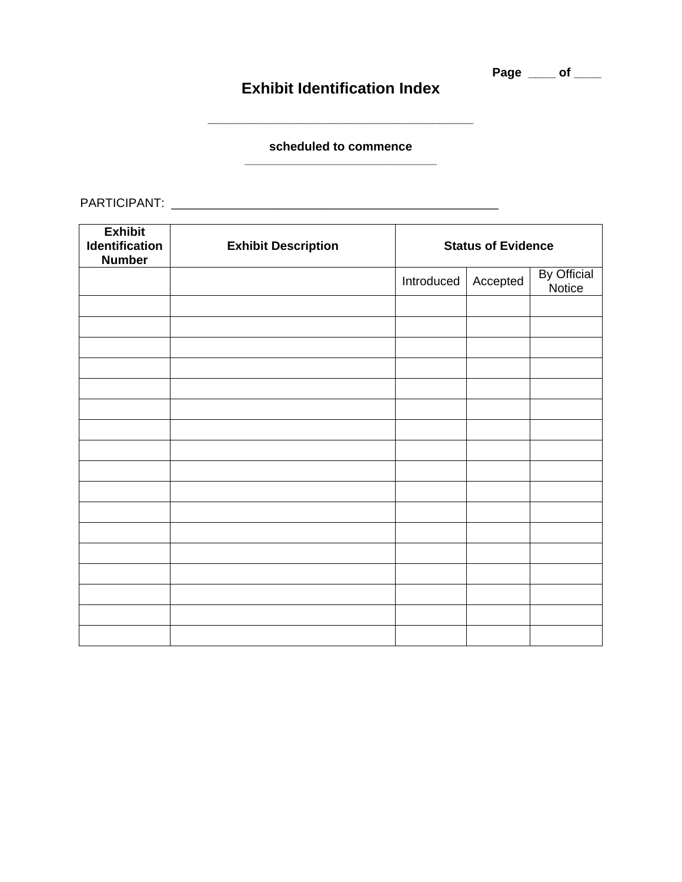Page \_\_\_\_ of \_\_\_\_

# Exhibit Identification Index

\_\_\_\_\_\_\_\_\_\_\_\_\_\_\_\_\_\_\_\_\_\_\_\_\_\_\_\_\_\_\_\_\_\_\_\_\_\_\_\_

**scheduled to commence**

\_\_\_\_\_\_\_\_\_\_\_\_\_\_\_\_\_\_\_\_\_\_\_\_\_\_\_\_\_\_

PARTICIPANT: \_\_\_\_\_\_\_\_\_\_\_\_\_\_\_\_\_\_\_\_\_\_\_\_\_\_\_\_\_\_\_\_\_\_\_\_\_\_\_\_\_\_\_\_\_\_\_\_

| **Exhibit Identification Number** | **Exhibit Description** | **Status of Evidence** | | |
|---|---|---|---|---|
| | | Introduced | Accepted | By Official Notice |
| | | | | |
| | | | | |
| | | | | |
| | | | | |
| | | | | |
| | | | | |
| | | | | |
| | | | | |
| | | | | |
| | | | | |
| | | | | |
| | | | | |
| | | | | |
| | | | | |
| | | | | |
| | | | | |
| | | | | |